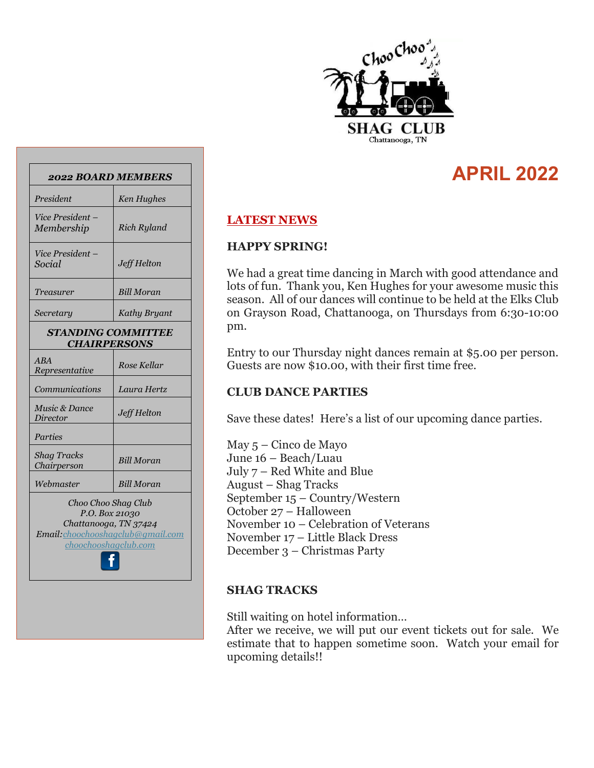Choo Choo SHAG CLUB
Chattanooga, TN

# APRIL 2022

| *2022 BOARD MEMBERS* | |
|---|---|
| *President* | *Ken Hughes* |
| *Vice President – Membership* | *Rich Ryland* |
| *Vice President – Social* | *Jeff Helton* |
| *Treasurer* | *Bill Moran* |
| *Secretary* | *Kathy Bryant* |
| ***STANDING COMMITTEE CHAIRPERSONS*** | |
| *ABA Representative* | *Rose Kellar* |
| *Communications* | *Laura Hertz* |
| *Music & Dance Director* | *Jeff Helton* |
| *Parties* | |
| *Shag Tracks Chairperson* | *Bill Moran* |
| *Webmaster* | *Bill Moran* |

*Choo Choo Shag Club*
*P.O. Box 21030*
*Chattanooga, TN 37424*
*Email: choochooshagclub@gmail.com*
*choochooshagclub.com*

## LATEST NEWS

### HAPPY SPRING!

We had a great time dancing in March with good attendance and lots of fun. Thank you, Ken Hughes for your awesome music this season. All of our dances will continue to be held at the Elks Club on Grayson Road, Chattanooga, on Thursdays from 6:30-10:00 pm.

Entry to our Thursday night dances remain at $5.00 per person. Guests are now $10.00, with their first time free.

### CLUB DANCE PARTIES

Save these dates! Here's a list of our upcoming dance parties.

May 5 – Cinco de Mayo
June 16 – Beach/Luau
July 7 – Red White and Blue
August – Shag Tracks
September 15 – Country/Western
October 27 – Halloween
November 10 – Celebration of Veterans
November 17 – Little Black Dress
December 3 – Christmas Party

### SHAG TRACKS

Still waiting on hotel information…
After we receive, we will put our event tickets out for sale. We estimate that to happen sometime soon. Watch your email for upcoming details!!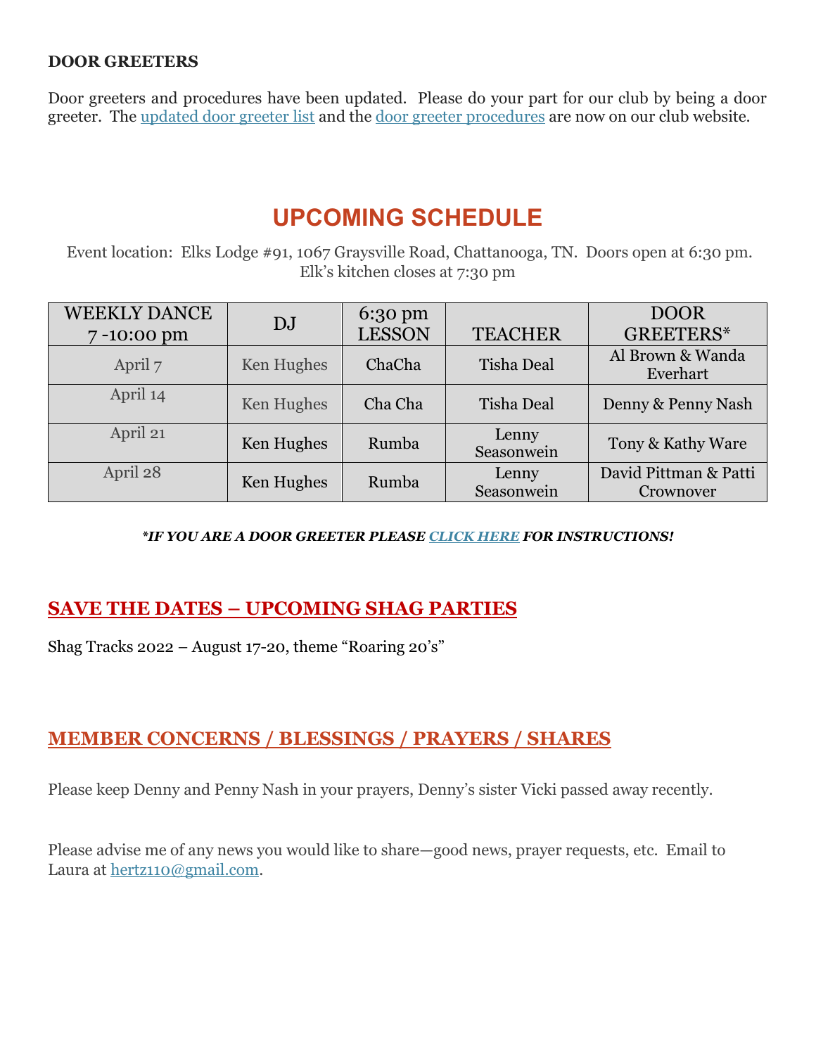**DOOR GREETERS**

Door greeters and procedures have been updated. Please do your part for our club by being a door greeter. The updated door greeter list and the door greeter procedures are now on our club website.

# UPCOMING SCHEDULE

Event location: Elks Lodge #91, 1067 Graysville Road, Chattanooga, TN. Doors open at 6:30 pm. Elk's kitchen closes at 7:30 pm

| WEEKLY DANCE 7 -10:00 pm | DJ | 6:30 pm LESSON | TEACHER | DOOR GREETERS* |
|---|---|---|---|---|
| April 7 | Ken Hughes | ChaCha | Tisha Deal | Al Brown & Wanda Everhart |
| April 14 | Ken Hughes | Cha Cha | Tisha Deal | Denny & Penny Nash |
| April 21 | Ken Hughes | Rumba | Lenny Seasonwein | Tony & Kathy Ware |
| April 28 | Ken Hughes | Rumba | Lenny Seasonwein | David Pittman & Patti Crownover |

***IF YOU ARE A DOOR GREETER PLEASE CLICK HERE FOR INSTRUCTIONS!***

## SAVE THE DATES – UPCOMING SHAG PARTIES

Shag Tracks 2022 – August 17-20, theme "Roaring 20's"

## MEMBER CONCERNS / BLESSINGS / PRAYERS / SHARES

Please keep Denny and Penny Nash in your prayers, Denny's sister Vicki passed away recently.

Please advise me of any news you would like to share—good news, prayer requests, etc. Email to Laura at hertz110@gmail.com.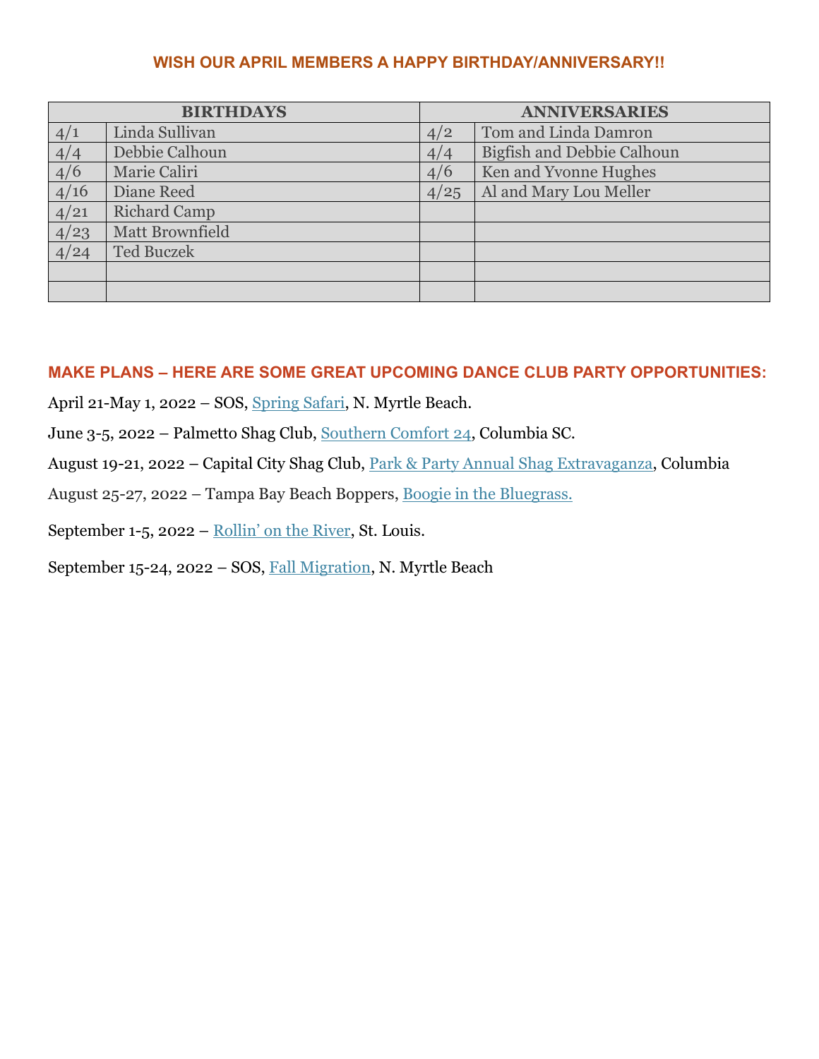## WISH OUR APRIL MEMBERS A HAPPY BIRTHDAY/ANNIVERSARY!!

| BIRTHDAYS | | ANNIVERSARIES | |
|---|---|---|---|
| 4/1 | Linda Sullivan | 4/2 | Tom and Linda Damron |
| 4/4 | Debbie Calhoun | 4/4 | Bigfish and Debbie Calhoun |
| 4/6 | Marie Caliri | 4/6 | Ken and Yvonne Hughes |
| 4/16 | Diane Reed | 4/25 | Al and Mary Lou Meller |
| 4/21 | Richard Camp | | |
| 4/23 | Matt Brownfield | | |
| 4/24 | Ted Buczek | | |
| | | | |
| | | | |

## MAKE PLANS – HERE ARE SOME GREAT UPCOMING DANCE CLUB PARTY OPPORTUNITIES:

April 21-May 1, 2022 – SOS, Spring Safari, N. Myrtle Beach.

June 3-5, 2022 – Palmetto Shag Club, Southern Comfort 24, Columbia SC.

August 19-21, 2022 – Capital City Shag Club, Park & Party Annual Shag Extravaganza, Columbia

August 25-27, 2022 – Tampa Bay Beach Boppers, Boogie in the Bluegrass.

September 1-5, 2022 – Rollin' on the River, St. Louis.

September 15-24, 2022 – SOS, Fall Migration, N. Myrtle Beach